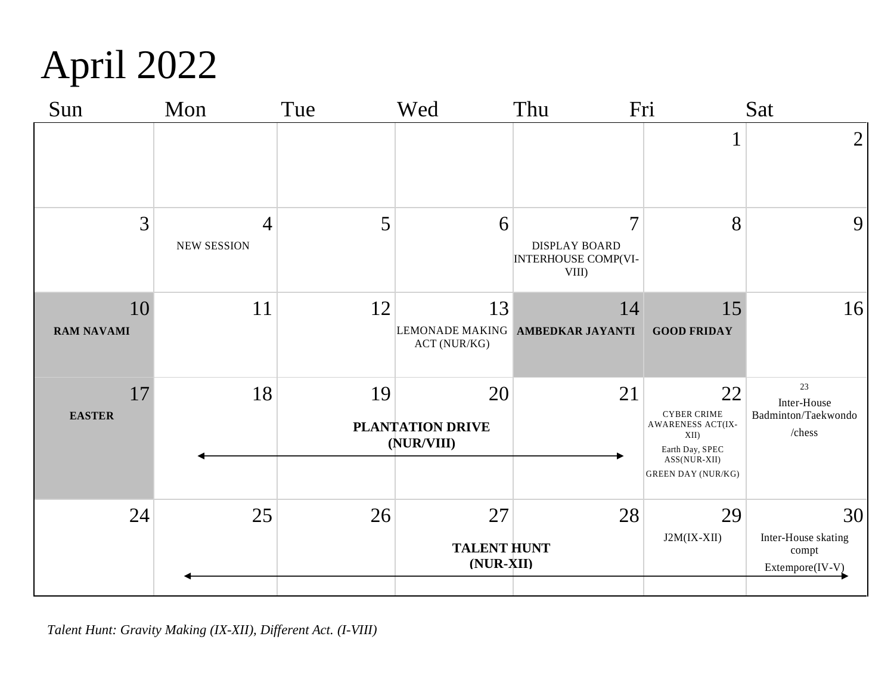# April 2022

| Sun | Mon | Tue | Wed | Thu | Fri | Sat |
|---|---|---|---|---|---|---|
| | | | | | 1 | 2 |
| 3 | 4<br>NEW SESSION | 5 | 6 | 7<br>DISPLAY BOARD INTERHOUSE COMP(VI-VIII) | 8 | 9 |
| 10<br>**RAM NAVAMI** | 11 | 12 | 13<br>LEMONADE MAKING ACT (NUR/KG) | 14<br>**AMBEDKAR JAYANTI** | 15<br>**GOOD FRIDAY** | 16 |
| 17<br>**EASTER** | 18<br>**PLANTATION DRIVE (NUR/VIII)** (18–21) | 19 | 20 | 21 | 22<br>CYBER CRIME AWARENESS ACT(IX-XII)<br>Earth Day, SPEC ASS(NUR-XII)<br>GREEN DAY (NUR/KG) | 23<br>Inter-House Badminton/Taekwondo /chess |
| 24 | 25<br>**TALENT HUNT (NUR-XII)** (25–30) | 26 | 27 | 28 | 29<br>J2M(IX-XII) | 30<br>Inter-House skating compt<br>Extempore(IV-V) |

*Talent Hunt: Gravity Making (IX-XII), Different Act. (I-VIII)*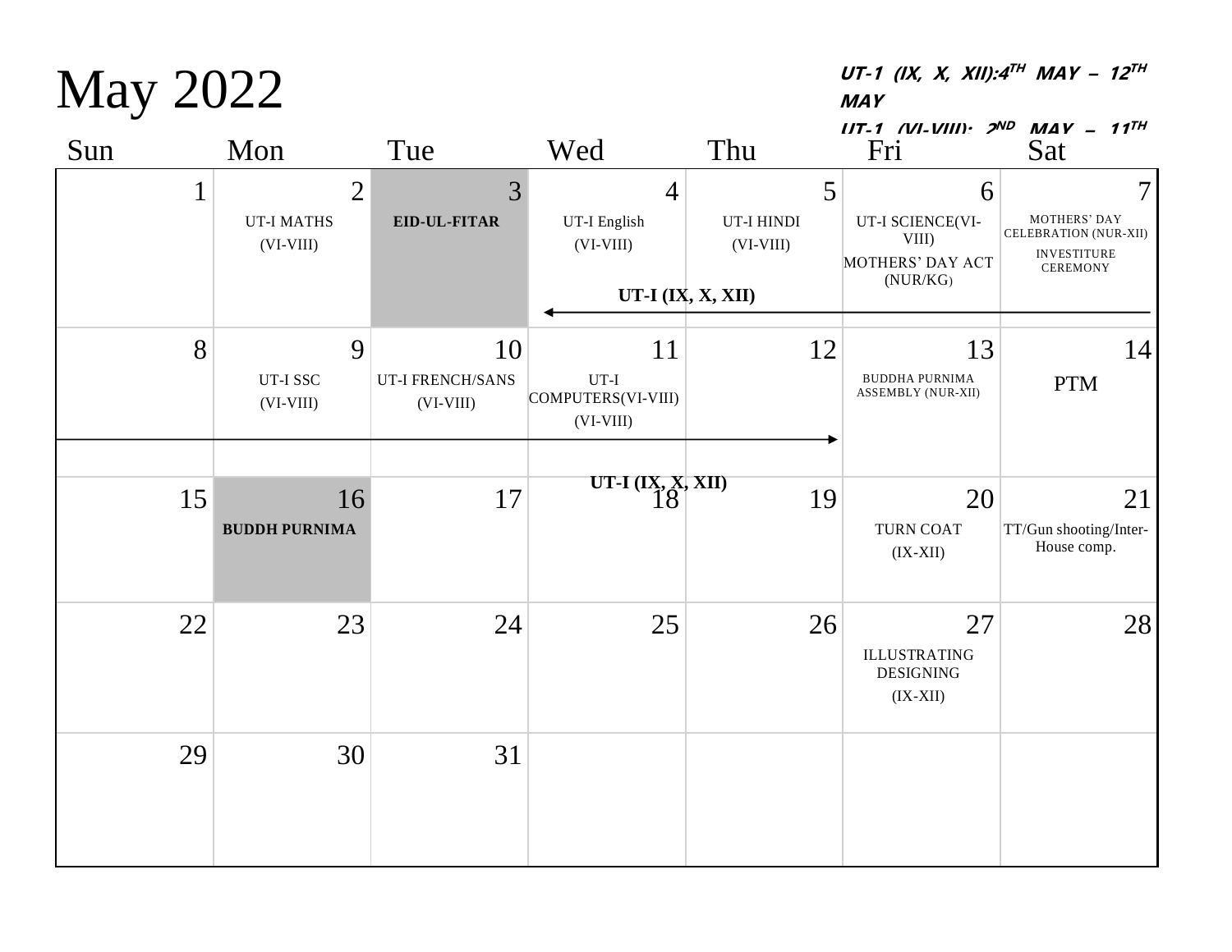# May 2022

***UT-1 (IX, X, XII):4TH MAY – 12TH MAY***

***UT-1 (VI-VIII): 2ND MAY – 11TH***

| Sun | Mon | Tue | Wed | Thu | Fri | Sat |
|---|---|---|---|---|---|---|
| 1 | 2<br>UT-I MATHS<br>(VI-VIII) | 3<br>**EID-UL-FITAR** | 4<br>UT-I English<br>(VI-VIII)<br>**UT-I (IX, X, XII)** → | 5<br>UT-I HINDI<br>(VI-VIII) | 6<br>UT-I SCIENCE(VI-VIII)<br>MOTHERS' DAY ACT (NUR/KG) | 7<br>MOTHERS' DAY CELEBRATION (NUR-XII)<br>INVESTITURE CEREMONY |
| 8 | 9<br>UT-I SSC<br>(VI-VIII) | 10<br>UT-I FRENCH/SANS<br>(VI-VIII) | 11<br>UT-I COMPUTERS(VI-VIII)<br>(VI-VIII)<br>**UT-I (IX, X, XII)** | 12 | 13<br>BUDDHA PURNIMA ASSEMBLY (NUR-XII) | 14<br>PTM |
| 15 | 16<br>**BUDDH PURNIMA** | 17 | 18 | 19 | 20<br>TURN COAT<br>(IX-XII) | 21<br>TT/Gun shooting/Inter-House comp. |
| 22 | 23 | 24 | 25 | 26 | 27<br>ILLUSTRATING DESIGNING<br>(IX-XII) | 28 |
| 29 | 30 | 31 | | | | |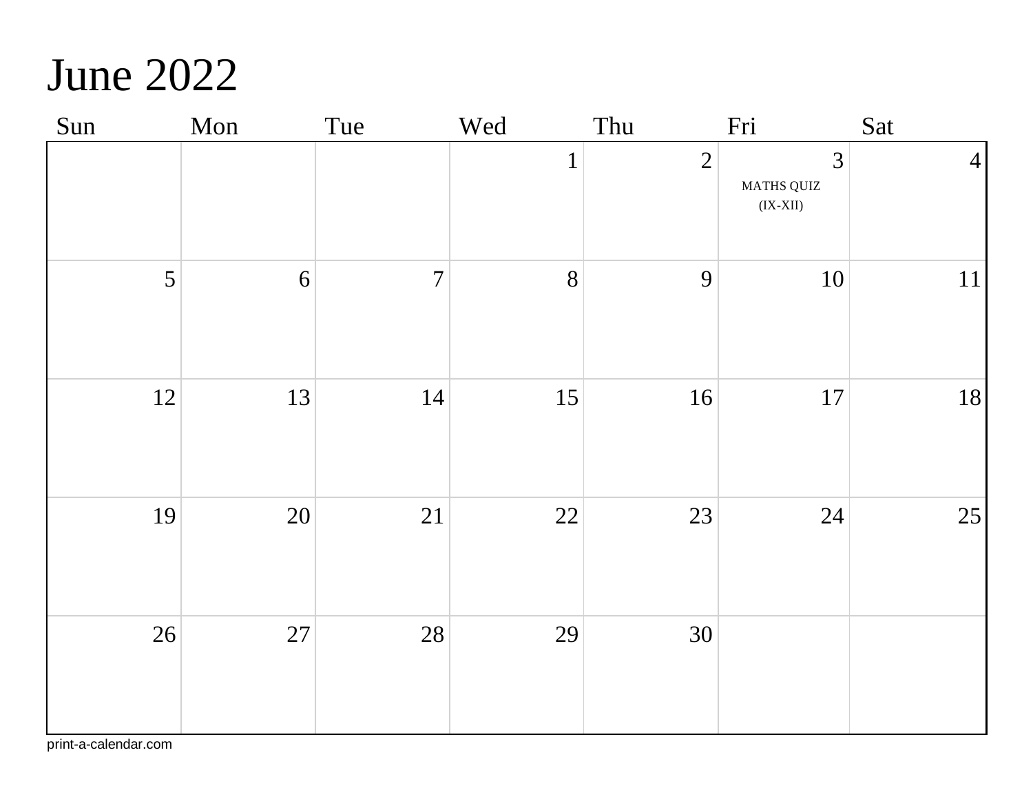# June 2022

| Sun | Mon | Tue | Wed | Thu | Fri | Sat |
|---|---|---|---|---|---|---|
| | | | 1 | 2 | 3 MATHS QUIZ (IX-XII) | 4 |
| 5 | 6 | 7 | 8 | 9 | 10 | 11 |
| 12 | 13 | 14 | 15 | 16 | 17 | 18 |
| 19 | 20 | 21 | 22 | 23 | 24 | 25 |
| 26 | 27 | 28 | 29 | 30 | | |

print-a-calendar.com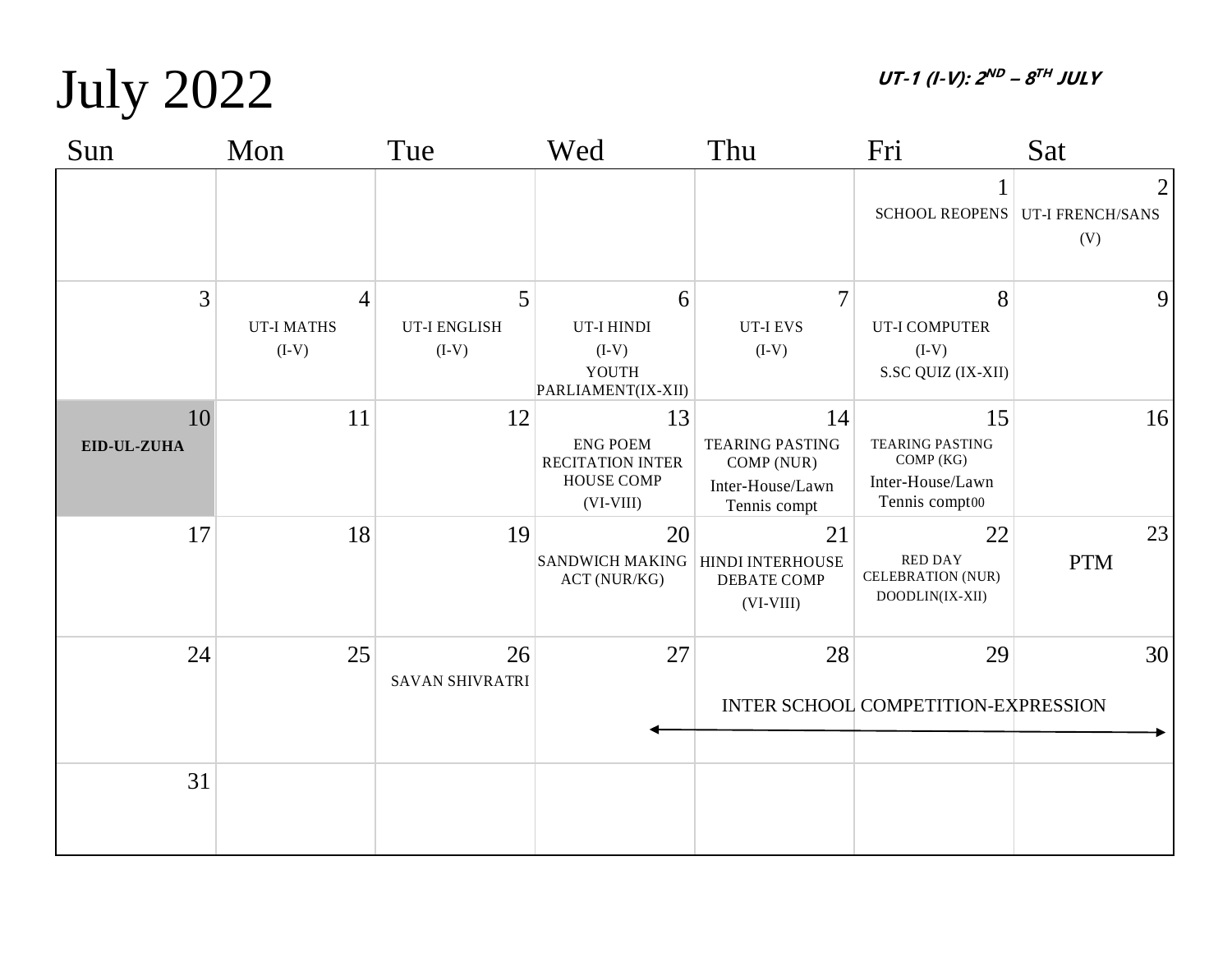# July 2022

***UT-1 (I-V): 2ND – 8TH JULY***

| Sun | Mon | Tue | Wed | Thu | Fri | Sat |
|---|---|---|---|---|---|---|
| | | | | | 1 SCHOOL REOPENS | 2 UT-I FRENCH/SANS (V) |
| 3 | 4 UT-I MATHS (I-V) | 5 UT-I ENGLISH (I-V) | 6 UT-I HINDI (I-V) YOUTH PARLIAMENT(IX-XII) | 7 UT-I EVS (I-V) | 8 UT-I COMPUTER (I-V) S.SC QUIZ (IX-XII) | 9 |
| 10 **EID-UL-ZUHA** | 11 | 12 | 13 ENG POEM RECITATION INTER HOUSE COMP (VI-VIII) | 14 TEARING PASTING COMP (NUR) Inter-House/Lawn Tennis compt | 15 TEARING PASTING COMP (KG) Inter-House/Lawn Tennis compt00 | 16 |
| 17 | 18 | 19 | 20 SANDWICH MAKING ACT (NUR/KG) | 21 HINDI INTERHOUSE DEBATE COMP (VI-VIII) | 22 RED DAY CELEBRATION (NUR) DOODLIN(IX-XII) | 23 PTM |
| 24 | 25 | 26 SAVAN SHIVRATRI | 27 | 28 INTER SCHOOL COMPETITION-EXPRESSION (27–30) | 29 | 30 |
| 31 | | | | | | |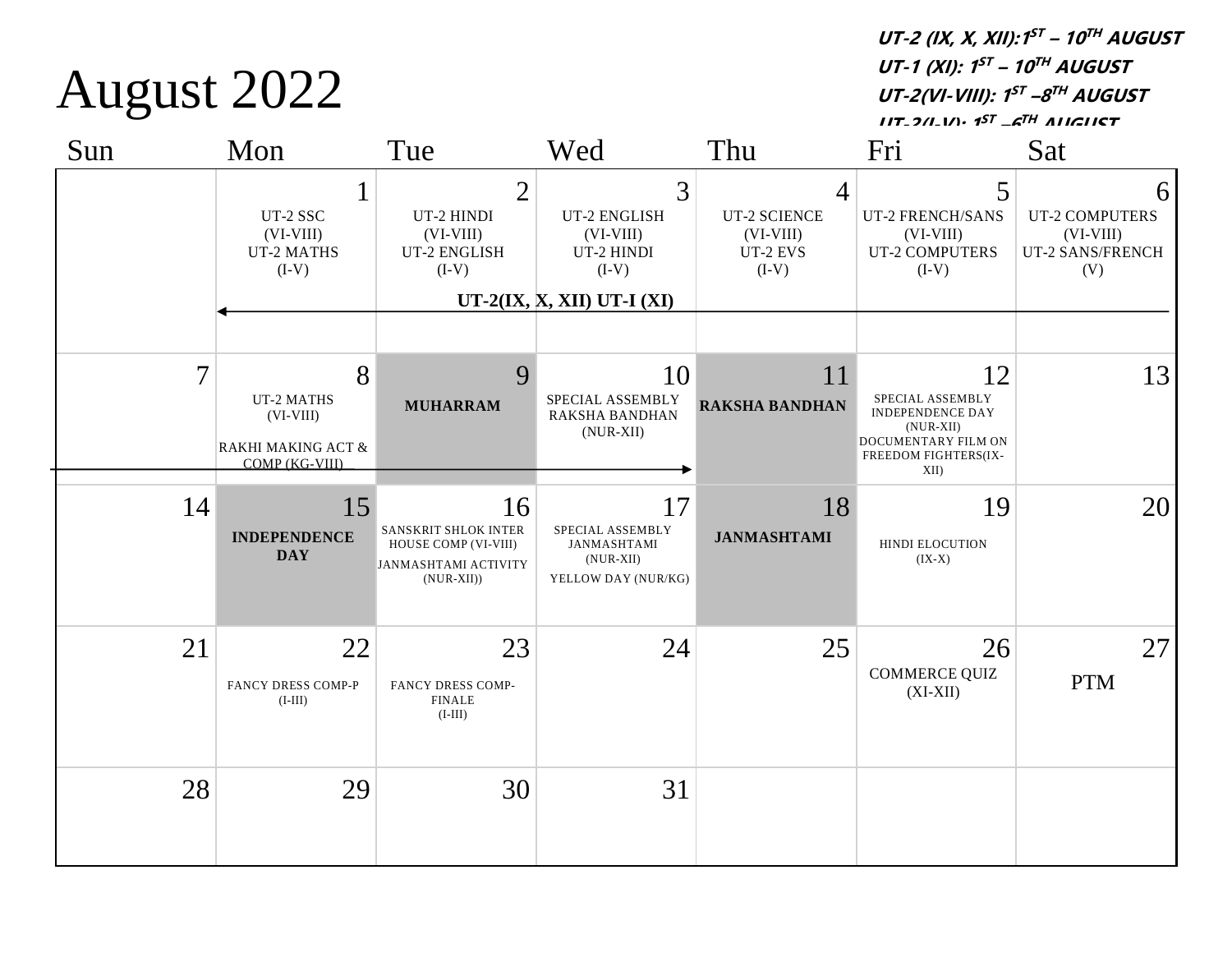# August 2022

***UT-2 (IX, X, XII):1ST – 10TH AUGUST***
***UT-1 (XI): 1ST – 10TH AUGUST***
***UT-2(VI-VIII): 1ST –8TH AUGUST***
***UT-2(I-V): 1ST –6TH AUGUST***

| Sun | Mon | Tue | Wed | Thu | Fri | Sat |
|---|---|---|---|---|---|---|
| | 1 UT-2 SSC (VI-VIII) UT-2 MATHS (I-V) | 2 UT-2 HINDI (VI-VIII) UT-2 ENGLISH (I-V) | 3 UT-2 ENGLISH (VI-VIII) UT-2 HINDI (I-V) | 4 UT-2 SCIENCE (VI-VIII) UT-2 EVS (I-V) | 5 UT-2 FRENCH/SANS (VI-VIII) UT-2 COMPUTERS (I-V) | 6 UT-2 COMPUTERS (VI-VIII) UT-2 SANS/FRENCH (V) |
| | **UT-2(IX, X, XII) UT-I (XI)** (1–10 August) | | | | | |
| 7 | 8 UT-2 MATHS (VI-VIII) RAKHI MAKING ACT & COMP (KG-VIII) | 9 **MUHARRAM** | 10 SPECIAL ASSEMBLY RAKSHA BANDHAN (NUR-XII) | 11 **RAKSHA BANDHAN** | 12 SPECIAL ASSEMBLY INDEPENDENCE DAY (NUR-XII) DOCUMENTARY FILM ON FREEDOM FIGHTERS(IX-XII) | 13 |
| 14 | 15 **INDEPENDENCE DAY** | 16 SANSKRIT SHLOK INTER HOUSE COMP (VI-VIII) JANMASHTAMI ACTIVITY (NUR-XII)) | 17 SPECIAL ASSEMBLY JANMASHTAMI (NUR-XII) YELLOW DAY (NUR/KG) | 18 **JANMASHTAMI** | 19 HINDI ELOCUTION (IX-X) | 20 |
| 21 | 22 FANCY DRESS COMP-P (I-III) | 23 FANCY DRESS COMP-FINALE (I-III) | 24 | 25 | 26 COMMERCE QUIZ (XI-XII) | 27 PTM |
| 28 | 29 | 30 | 31 | | | |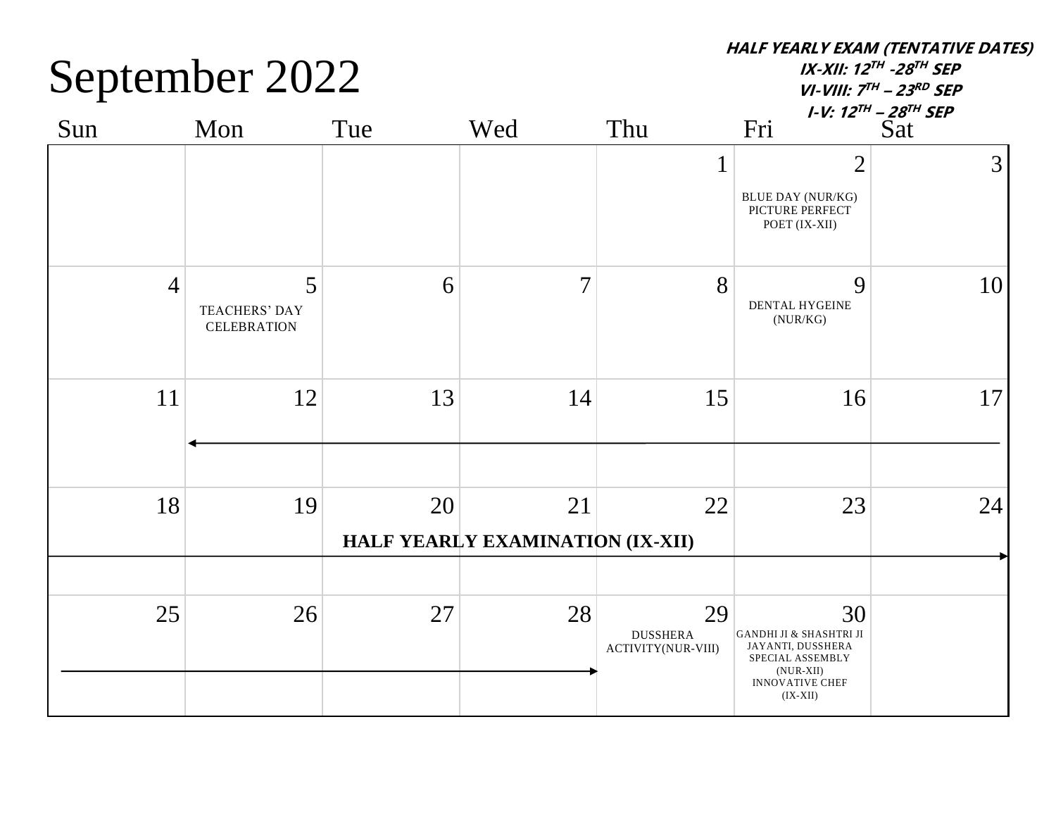# September 2022

***HALF YEARLY EXAM (TENTATIVE DATES)***
***IX-XII: 12TH -28TH SEP***
***VI-VIII: 7TH – 23RD SEP***
***I-V: 12TH – 28TH SEP***

| Sun | Mon | Tue | Wed | Thu | Fri | Sat |
|---|---|---|---|---|---|---|
| | | | | 1 | 2 BLUE DAY (NUR/KG) PICTURE PERFECT POET (IX-XII) | 3 |
| 4 | 5 TEACHERS' DAY CELEBRATION | 6 | 7 | 8 | 9 DENTAL HYGEINE (NUR/KG) | 10 |
| 11 | 12 | 13 | 14 | 15 | 16 | 17 |
| 18 | 19 | 20 **HALF YEARLY EXAMINATION (IX-XII)** | 21 | 22 | 23 | 24 |
| 25 | 26 | 27 | 28 | 29 DUSSHERA ACTIVITY(NUR-VIII) | 30 GANDHI JI & SHASHTRI JI JAYANTI, DUSSHERA SPECIAL ASSEMBLY (NUR-XII) INNOVATIVE CHEF (IX-XII) | |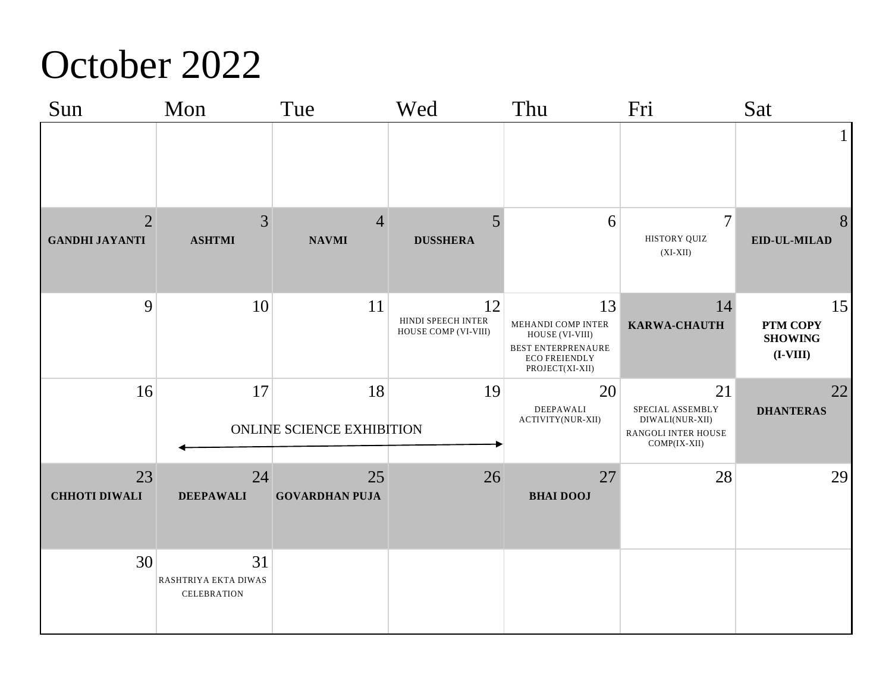# October 2022

| Sun | Mon | Tue | Wed | Thu | Fri | Sat |
|---|---|---|---|---|---|---|
| | | | | | | 1 |
| 2 **GANDHI JAYANTI** | 3 **ASHTMI** | 4 **NAVMI** | 5 **DUSSHERA** | 6 | 7 HISTORY QUIZ (XI-XII) | 8 **EID-UL-MILAD** |
| 9 | 10 | 11 | 12 HINDI SPEECH INTER HOUSE COMP (VI-VIII) | 13 MEHANDI COMP INTER HOUSE (VI-VIII) BEST ENTERPRENAURE ECO FREIENDLY PROJECT(XI-XII) | 14 **KARWA-CHAUTH** | 15 **PTM COPY SHOWING (I-VIII)** |
| 16 | 17 ONLINE SCIENCE EXHIBITION (17–19) | 18 | 19 | 20 DEEPAWALI ACTIVITY(NUR-XII) | 21 SPECIAL ASSEMBLY DIWALI(NUR-XII) RANGOLI INTER HOUSE COMP(IX-XII) | 22 **DHANTERAS** |
| 23 **CHHOTI DIWALI** | 24 **DEEPAWALI** | 25 **GOVARDHAN PUJA** | 26 | 27 **BHAI DOOJ** | 28 | 29 |
| 30 | 31 RASHTRIYA EKTA DIWAS CELEBRATION | | | | | |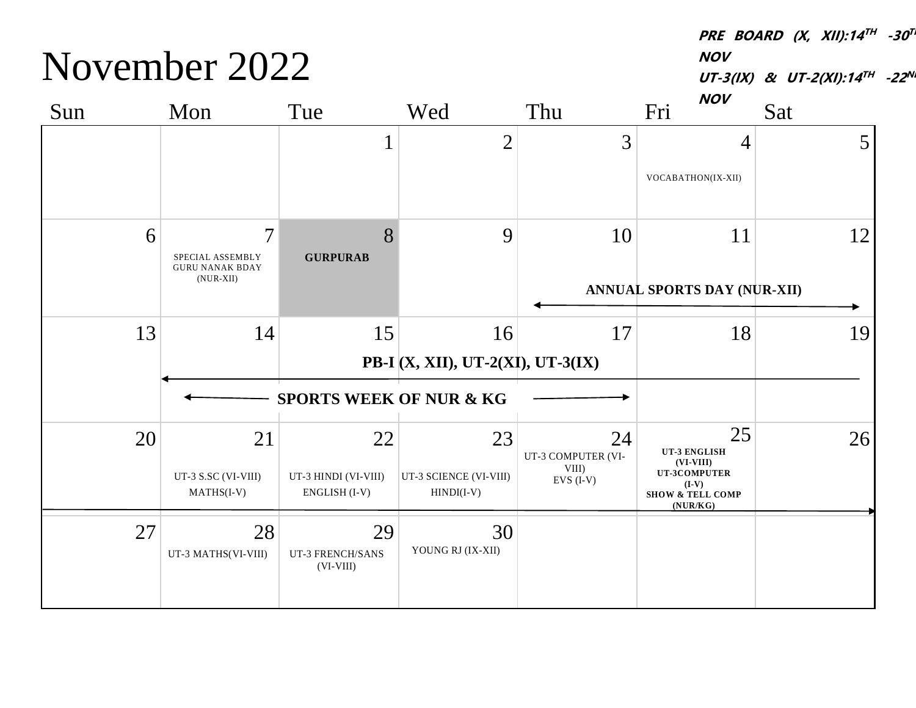# November 2022

***PRE BOARD (X, XII):14TH -30TH NOV***
***UT-3(IX) & UT-2(XI):14TH -22ND NOV***

| Sun | Mon | Tue | Wed | Thu | Fri | Sat |
|---|---|---|---|---|---|---|
| | | 1 | 2 | 3 | 4<br>VOCABATHON(IX-XII) | 5 |
| 6 | 7<br>SPECIAL ASSEMBLY GURU NANAK BDAY (NUR-XII) | 8<br>**GURPURAB** | 9 | 10<br>**ANNUAL SPORTS DAY (NUR-XII)** → | 11<br>**ANNUAL SPORTS DAY (NUR-XII)** | 12<br>**ANNUAL SPORTS DAY (NUR-XII)** |
| 13 | 14<br>**PB-I (X, XII), UT-2(XI), UT-3(IX)** →<br>**SPORTS WEEK OF NUR & KG** → | 15<br>**PB-I (X, XII), UT-2(XI), UT-3(IX)**<br>**SPORTS WEEK OF NUR & KG** | 16<br>**PB-I (X, XII), UT-2(XI), UT-3(IX)**<br>**SPORTS WEEK OF NUR & KG** | 17<br>**PB-I (X, XII), UT-2(XI), UT-3(IX)**<br>**SPORTS WEEK OF NUR & KG** | 18<br>**PB-I (X, XII), UT-2(XI), UT-3(IX)** | 19<br>**PB-I (X, XII), UT-2(XI), UT-3(IX)** |
| 20 | 21<br>UT-3 S.SC (VI-VIII)<br>MATHS(I-V) | 22<br>UT-3 HINDI (VI-VIII)<br>ENGLISH (I-V) | 23<br>UT-3 SCIENCE (VI-VIII)<br>HINDI(I-V) | 24<br>UT-3 COMPUTER (VI-VIII)<br>EVS (I-V) | 25<br>**UT-3 ENGLISH (VI-VIII)**<br>**UT-3COMPUTER (I-V)**<br>**SHOW & TELL COMP (NUR/KG)** | 26 |
| 27 | 28<br>UT-3 MATHS(VI-VIII) | 29<br>UT-3 FRENCH/SANS (VI-VIII) | 30<br>YOUNG RJ (IX-XII) | | | |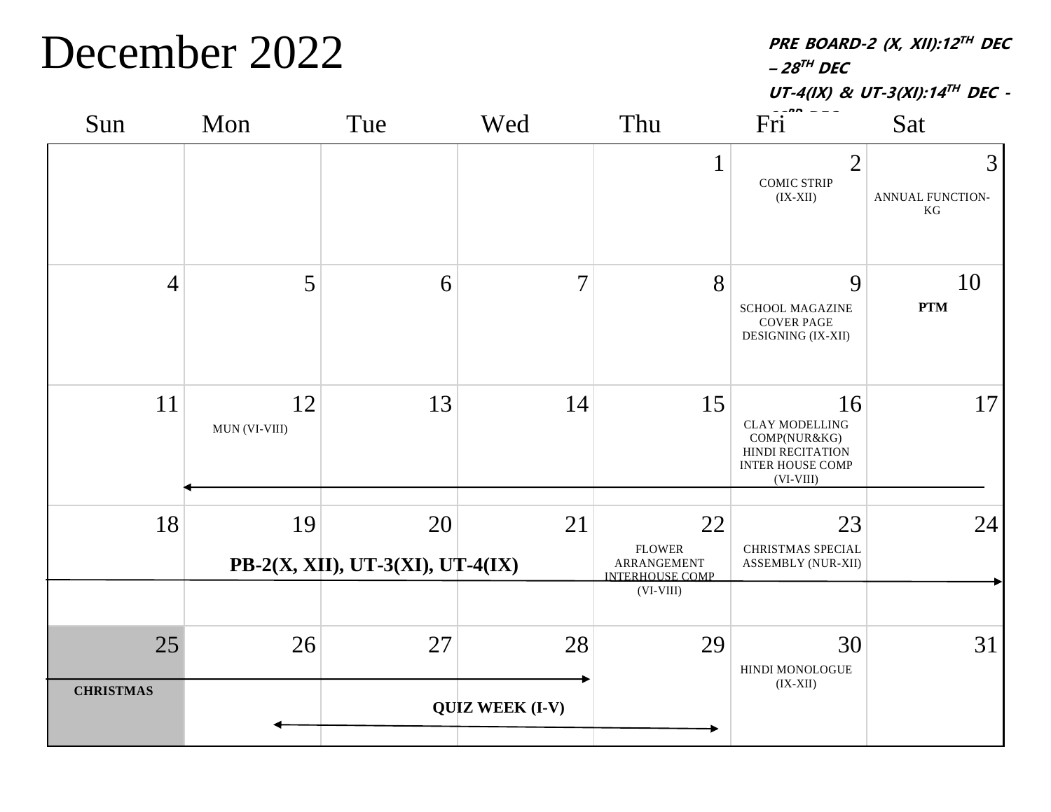# December 2022

***PRE BOARD-2 (X, XII):12TH DEC – 28TH DEC***

***UT-4(IX) & UT-3(XI):14TH DEC - 23RD DEC***

| Sun | Mon | Tue | Wed | Thu | Fri | Sat |
|---|---|---|---|---|---|---|
| | | | | 1 | 2<br>COMIC STRIP (IX-XII) | 3<br>ANNUAL FUNCTION-KG |
| 4 | 5 | 6 | 7 | 8 | 9<br>SCHOOL MAGAZINE COVER PAGE DESIGNING (IX-XII) | 10<br>**PTM** |
| 11 | 12<br>MUN (VI-VIII) | 13 | 14 | 15 | 16<br>CLAY MODELLING COMP(NUR&KG)<br>HINDI RECITATION INTER HOUSE COMP (VI-VIII) | 17 |
| 18 | 19<br>**PB-2(X, XII), UT-3(XI), UT-4(IX)** | 20 | 21 | 22<br>FLOWER ARRANGEMENT INTERHOUSE COMP (VI-VIII) | 23<br>CHRISTMAS SPECIAL ASSEMBLY (NUR-XII) | 24 |
| 25<br>**CHRISTMAS** | 26 | 27<br>**QUIZ WEEK (I-V)** | 28 | 29 | 30<br>HINDI MONOLOGUE (IX-XII) | 31 |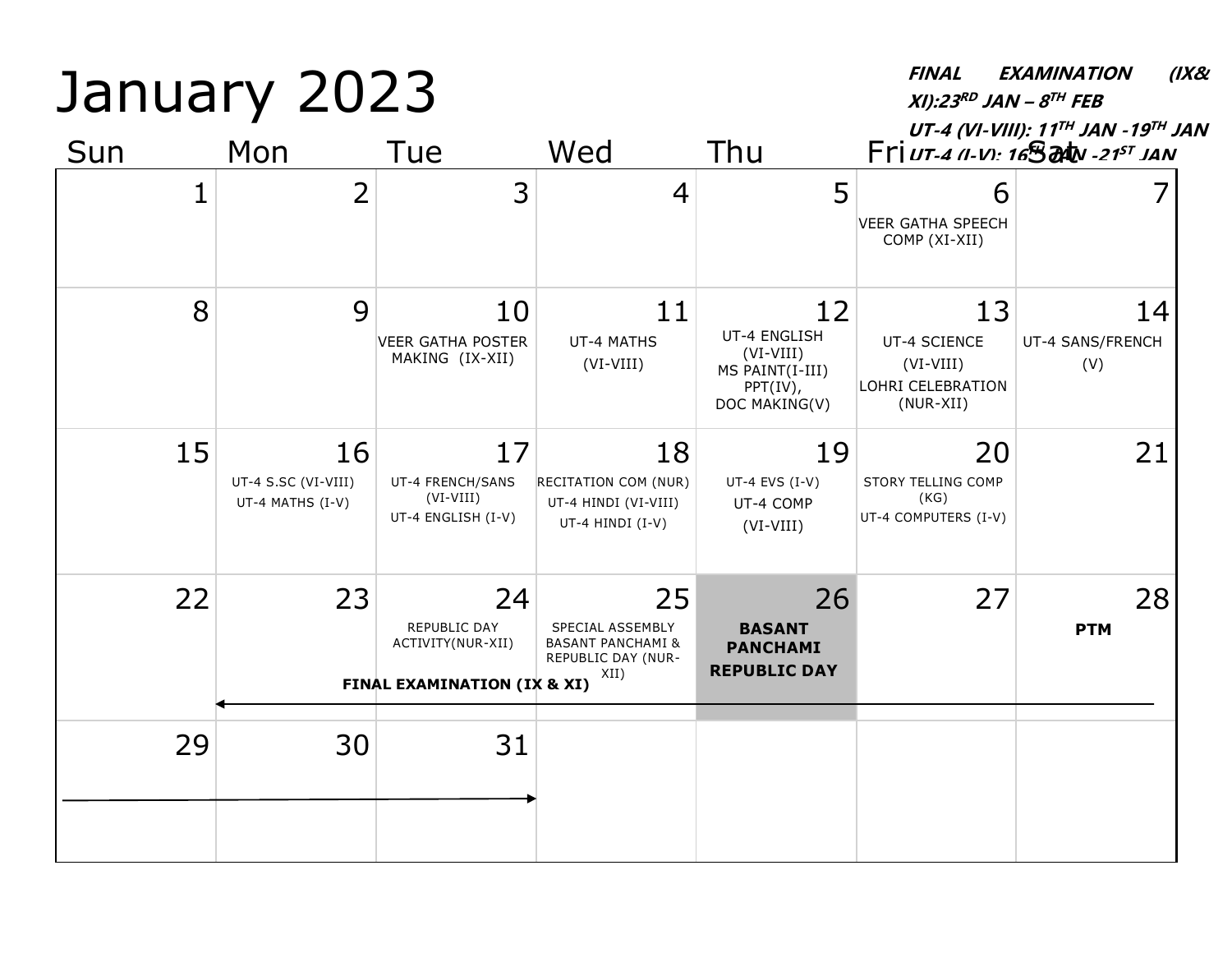# January 2023

***FINAL EXAMINATION (IX& XI):23RD JAN – 8TH FEB***

***UT-4 (VI-VIII): 11TH JAN -19TH JAN***

***UT-4 (I-V): 16TH JAN -21ST JAN***

| Sun | Mon | Tue | Wed | Thu | Fri | Sat |
|---|---|---|---|---|---|---|
| 1 | 2 | 3 | 4 | 5 | 6<br>VEER GATHA SPEECH COMP (XI-XII) | 7 |
| 8 | 9 | 10<br>VEER GATHA POSTER MAKING (IX-XII) | 11<br>UT-4 MATHS (VI-VIII) | 12<br>UT-4 ENGLISH (VI-VIII)<br>MS PAINT(I-III)<br>PPT(IV),<br>DOC MAKING(V) | 13<br>UT-4 SCIENCE (VI-VIII)<br>LOHRI CELEBRATION (NUR-XII) | 14<br>UT-4 SANS/FRENCH (V) |
| 15 | 16<br>UT-4 S.SC (VI-VIII)<br>UT-4 MATHS (I-V) | 17<br>UT-4 FRENCH/SANS (VI-VIII)<br>UT-4 ENGLISH (I-V) | 18<br>RECITATION COM (NUR)<br>UT-4 HINDI (VI-VIII)<br>UT-4 HINDI (I-V) | 19<br>UT-4 EVS (I-V)<br>UT-4 COMP (VI-VIII) | 20<br>STORY TELLING COMP (KG)<br>UT-4 COMPUTERS (I-V) | 21 |
| 22 | 23<br>**FINAL EXAMINATION (IX & XI)** → | 24<br>REPUBLIC DAY ACTIVITY(NUR-XII) | 25<br>SPECIAL ASSEMBLY BASANT PANCHAMI & REPUBLIC DAY (NUR-XII) | 26<br>**BASANT PANCHAMI**<br>**REPUBLIC DAY** | 27 | 28<br>**PTM** |
| 29 | 30 | 31 | | | | |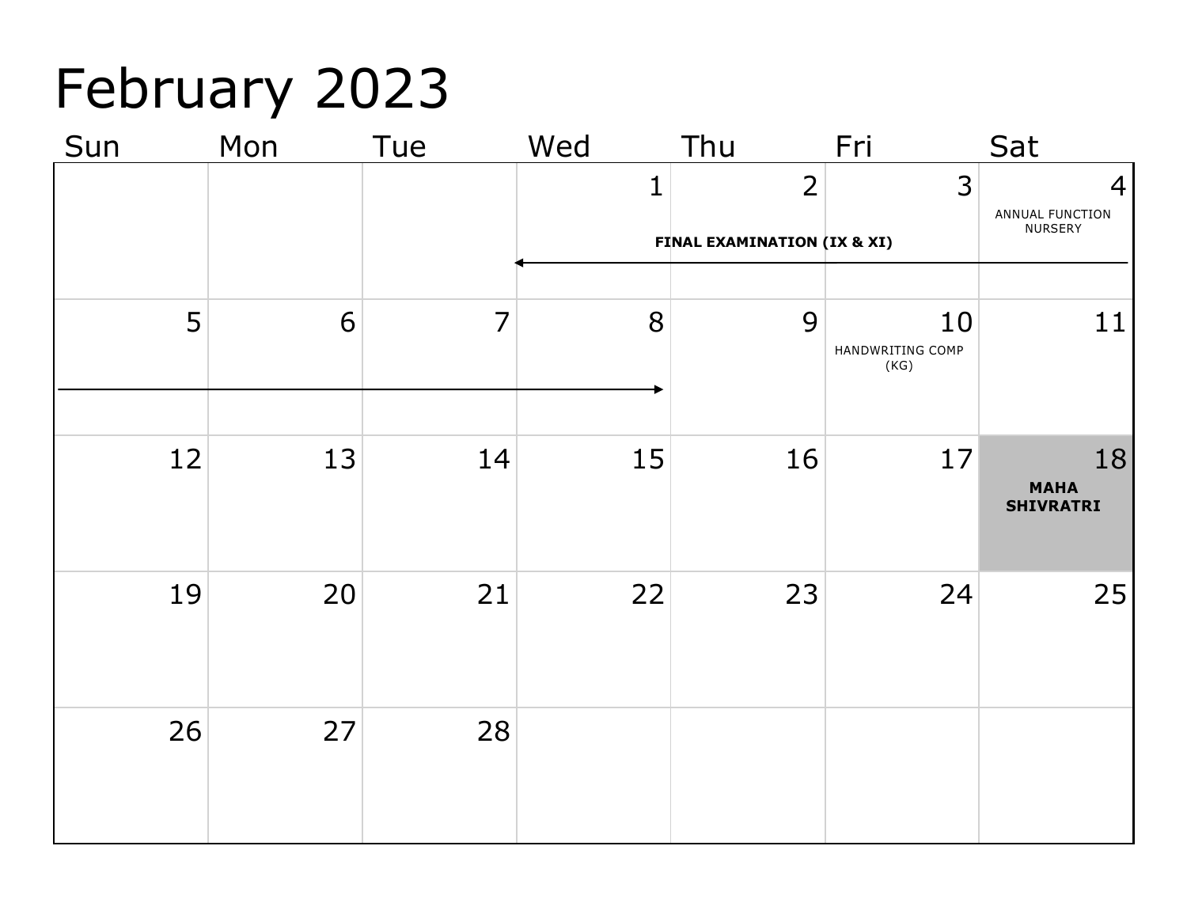# February 2023

| Sun | Mon | Tue | Wed | Thu | Fri | Sat |
|---|---|---|---|---|---|---|
| | | | 1 FINAL EXAMINATION (IX & XI) | 2 | 3 | 4 ANNUAL FUNCTION NURSERY |
| 5 | 6 | 7 | 8 | 9 | 10 HANDWRITING COMP (KG) | 11 |
| 12 | 13 | 14 | 15 | 16 | 17 | 18 **MAHA SHIVRATRI** |
| 19 | 20 | 21 | 22 | 23 | 24 | 25 |
| 26 | 27 | 28 | | | | |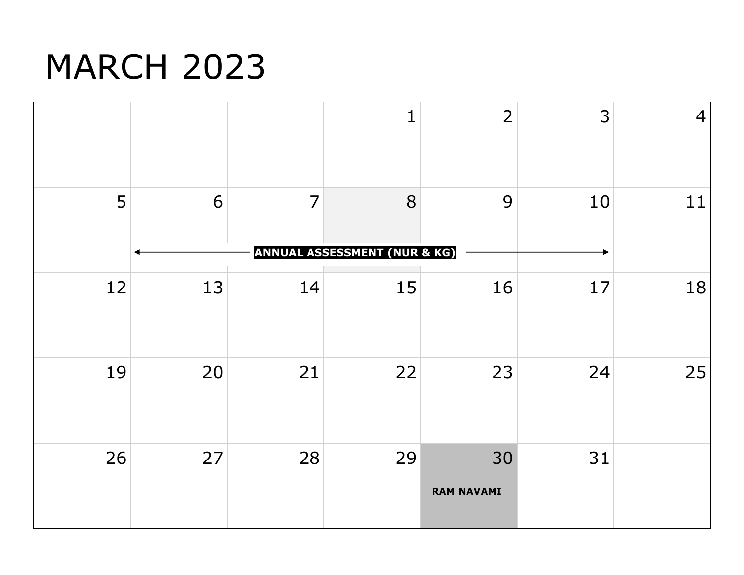# MARCH 2023

| | | | | | | |
|---|---|---|---|---|---|---|
| | | | 1 | 2 | 3 | 4 |
| 5 | 6 ← | 7 | 8 **ANNUAL ASSESSMENT (NUR & KG)** | 9 | 10 → | 11 |
| 12 | 13 | 14 | 15 | 16 | 17 | 18 |
| 19 | 20 | 21 | 22 | 23 | 24 | 25 |
| 26 | 27 | 28 | 29 | 30 **RAM NAVAMI** | 31 | |